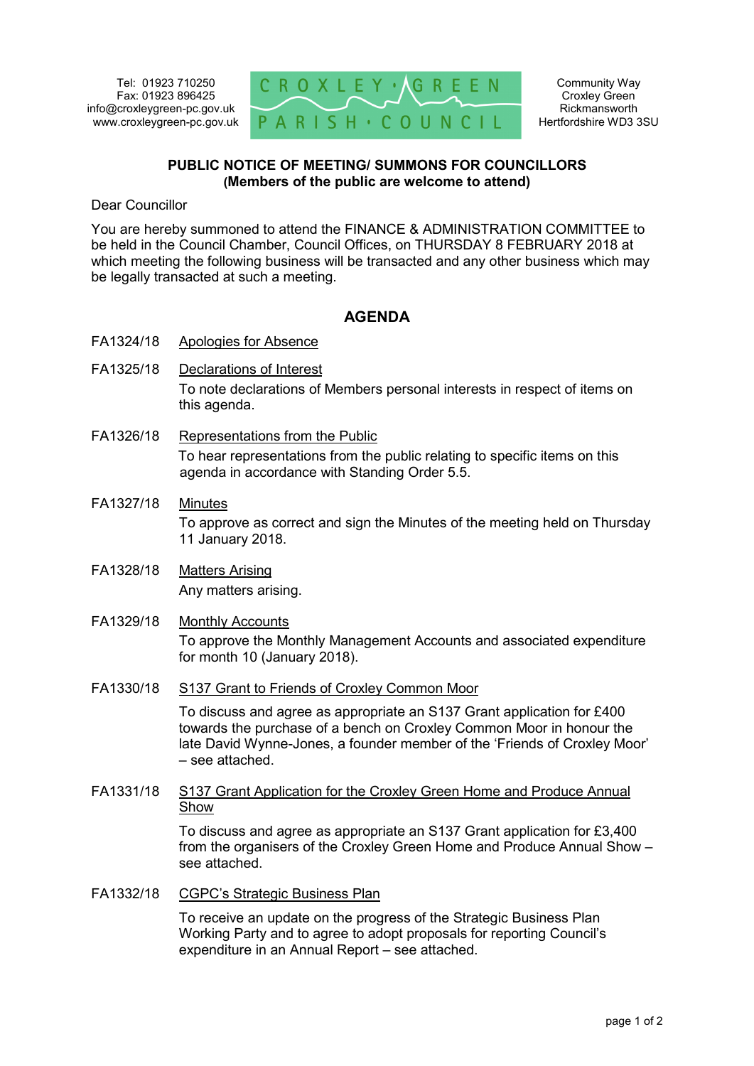Tel: 01923 710250
Fax: 01923 896425
info@croxleygreen-pc.gov.uk
www.croxleygreen-pc.gov.uk

CROXLEY · GREEN PARISH · COUNCIL

Community Way
Croxley Green
Rickmansworth
Hertfordshire WD3 3SU

**PUBLIC NOTICE OF MEETING/ SUMMONS FOR COUNCILLORS**
**(Members of the public are welcome to attend)**

Dear Councillor

You are hereby summoned to attend the FINANCE & ADMINISTRATION COMMITTEE to be held in the Council Chamber, Council Offices, on THURSDAY 8 FEBRUARY 2018 at which meeting the following business will be transacted and any other business which may be legally transacted at such a meeting.

## AGENDA

**FA1324/18** Apologies for Absence

**FA1325/18** Declarations of Interest

To note declarations of Members personal interests in respect of items on this agenda.

**FA1326/18** Representations from the Public

To hear representations from the public relating to specific items on this agenda in accordance with Standing Order 5.5.

**FA1327/18** Minutes

To approve as correct and sign the Minutes of the meeting held on Thursday 11 January 2018.

**FA1328/18** Matters Arising

Any matters arising.

**FA1329/18** Monthly Accounts

To approve the Monthly Management Accounts and associated expenditure for month 10 (January 2018).

**FA1330/18** S137 Grant to Friends of Croxley Common Moor

To discuss and agree as appropriate an S137 Grant application for £400 towards the purchase of a bench on Croxley Common Moor in honour the late David Wynne-Jones, a founder member of the 'Friends of Croxley Moor' – see attached.

**FA1331/18** S137 Grant Application for the Croxley Green Home and Produce Annual Show

To discuss and agree as appropriate an S137 Grant application for £3,400 from the organisers of the Croxley Green Home and Produce Annual Show – see attached.

**FA1332/18** CGPC's Strategic Business Plan

To receive an update on the progress of the Strategic Business Plan Working Party and to agree to adopt proposals for reporting Council's expenditure in an Annual Report – see attached.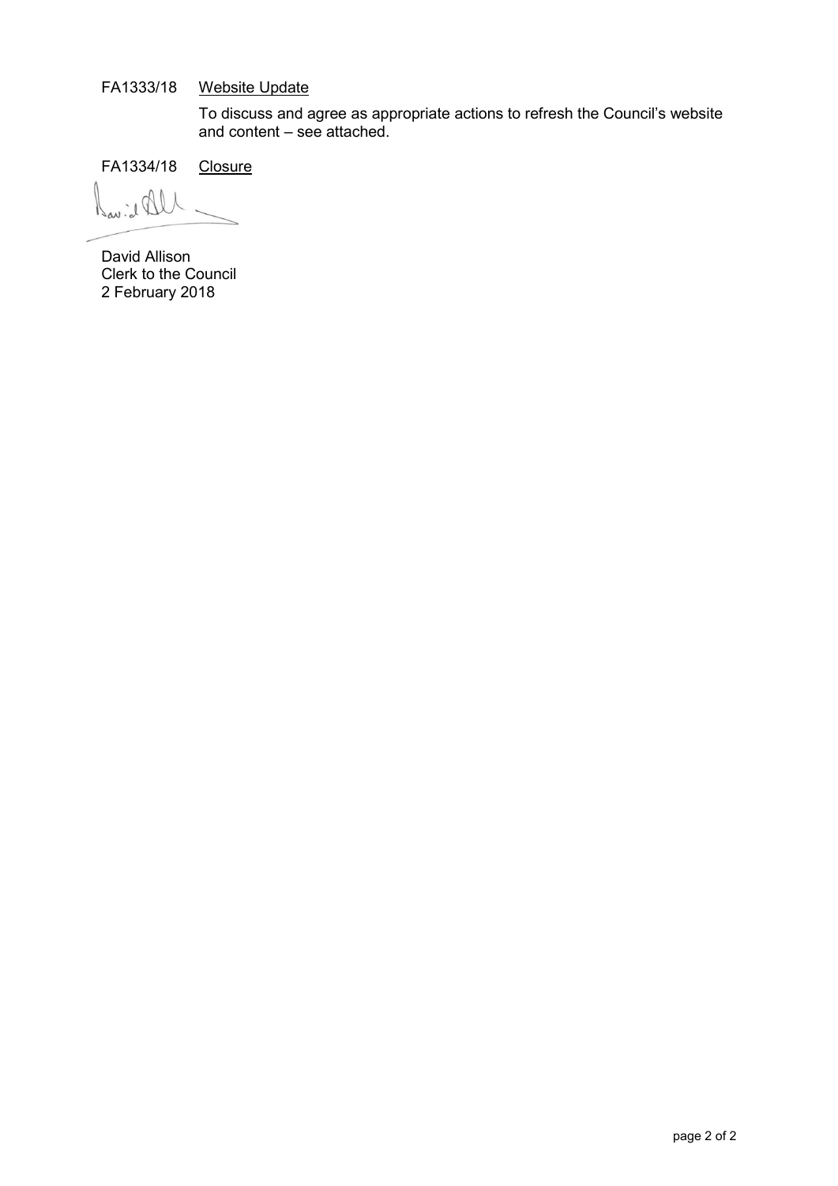FA1333/18 Website Update

To discuss and agree as appropriate actions to refresh the Council's website and content – see attached.

FA1334/18 Closure

David Allison
Clerk to the Council
2 February 2018